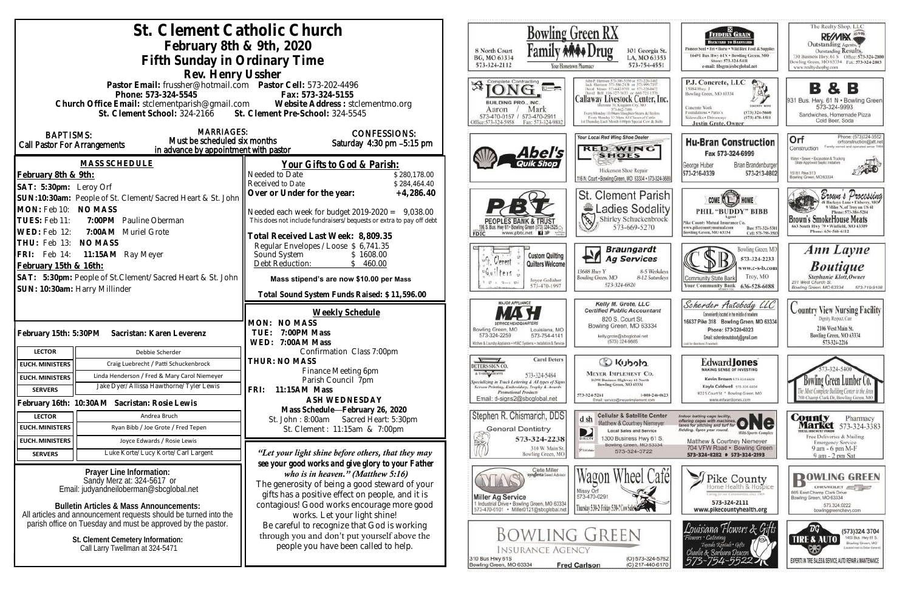# St. Clement Catholic Church

## February 8th & 9th, 2020

## Fifth Sunday in Ordinary Time

### Rev. Henry Ussher

**Pastor Email:** frussher@hotmail.com **Pastor Cell:** 573-202-4496
**Phone:** 573-324-5545 **Fax:** 573-324-5155
**Church Office Email:** stclementparish@gmail.com **Website Address:** stclementmo.org
**St. Clement School:** 324-2166 **St. Clement Pre-School:** 324-5545

**BAPTISMS:** Call Pastor For Arrangements

**MARRIAGES:** Must be scheduled six months in advance by appointment with pastor

**CONFESSIONS:** Saturday 4:30 pm –5:15 pm

### MASS SCHEDULE

**February 8th & 9th:**

**SAT: 5:30pm:** Leroy Orf
**SUN:10:30am:** People of St. Clement/Sacred Heart & St. John
**MON:** Feb 10: **NO MASS**
**TUES:** Feb 11: **7:00PM** Pauline Oberman
**WED:** Feb 12: **7:00AM** Muriel Grote
**THU:** Feb 13: **NO MASS**
**FRI:** Feb 14: **11:15AM** Ray Meyer

**February 15th & 16th:**

**SAT: 5:30pm:** People of St.Clement/Sacred Heart & St. John
**SUN: 10:30am:** Harry Millinder

### Your Gifts to God & Parish:

| | |
|---|---|
| Needed to Date | $ 280,178.00 |
| Received to Date | $ 284,464.40 |
| **Over or Under for the year:** | **+4,286.40** |

Needed each week for budget 2019-2020 = 9,038.00
This does not include fundraisers/bequests or extra to pay off debt

**Total Received Last Week: 8,809.35**

| | |
|---|---|
| Regular Envelopes/Loose | $ 6,741.35 |
| Sound System | $ 1608.00 |
| Debt Reduction: | $ 460.00 |

**Mass stipend's are now $10.00 per Mass**

**Total Sound System Funds Raised: $11,596.00**

**February 15th: 5:30PM Sacristan: Karen Leverenz**

| | |
|---|---|
| LECTOR | Debbie Scherder |
| EUCH. MINISTERS | Craig Luebrecht / Patti Schuckenbrock |
| EUCH. MINISTERS | Linda Henderson / Fred & Mary Carol Niemeyer |
| SERVERS | Jake Dyer/Allissa Hawthorne/Tyler Lewis |

**February 16th: 10:30AM Sacristan: Rosie Lewis**

| | |
|---|---|
| LECTOR | Andrea Bruch |
| EUCH. MINISTERS | Ryan Bibb / Joe Grote / Fred Tepen |
| EUCH. MINISTERS | Joyce Edwards / Rosie Lewis |
| SERVERS | Luke Korte/Lucy Korte/Carl Largent |

### Weekly Schedule

**MON: NO MASS**
**TUE: 7:00PM Mass**
**WED: 7:00AM Mass**
Confirmation Class 7:00pm
**THUR: NO MASS**
Finance Meeting 6pm
Parish Council 7pm
**FRI: 11:15AM Mass**

**ASH WEDNESDAY**
**Mass Schedule—February 26, 2020**
St. John : 8:00am Sacred Heart: 5:30pm
St. Clement : 11:15am & 7:00pm

***"Let your light shine before others, that they may see your good works and give glory to your Father who is in heaven." (Matthew 5:16)***

The generosity of being a good steward of your gifts has a positive effect on people, and it is contagious! Good works encourage more good works. Let your light shine!
Be careful to recognize that God is working through you and don't put yourself above the people you have been called to help.

**Prayer Line Information:**
Sandy Merz at: 324-5617 or
Email: judyandneiloberman@sbcglobal.net

**Bulletin Articles & Mass Announcements:**
All articles and announcement requests should be turned into the parish office on Tuesday and must be approved by the pastor.

**St. Clement Cemetery Information:**
Call Larry Twellman at 324-5471

---

**Bowling Green RX Family Drug** — Your Hometown Pharmacy — 8 North Court, BG, MO 63334, 573-324-2112 — 301 Georgia St., LA, MO 63353, 573-754-4551

**Feeders Grain** — Backyard to Barnyard — Pioneer Seed • Pet • Horse • Wild Bird Feed & Supplies — 16491 Bus Hwy 61N • Bowling Green, MO — Store: 573-324-5411 — e-mail: fdsgrn@sbcglobal.net

**The Realty Shop, LLC — RE/MAX** — Outstanding Agents. Outstanding Results. — 730 Business Hwy 61 S Office: 573-324-2800 — Bowling Green, MO 63334 Fax: 573-324-2863 — www.realtyshopbg.com

**Complete Contracting — JONG — Building Pro., Inc.** — Aaron / Mark — 573-470-0157 / 573-470-2911 — Office: 573-324-5958 Fax: 573-324-9802

**Callaway Livestock Center, Inc.** — John P. Harrison 573-386-5150 or 573-220-1482 — Jack Harrison 573-386-2138 or 573-999-7197 — David Means 573-642-9753 or 573-220-0472 — David Bell 816-327-5633 or 660-721-1370 — Interstate 70, Kingdom City, MO — 573-642-7486 — Every Monday 10:00am Slaughter Steers & Heifers — Every Monday 12:30pm All Classes of Cattle — 1st Thursday Each Month 6:00pm Special Cow & Bulls

**P.J. Concrete, LLC** — 15084 Hwy. J, Bowling Green, MO 63334 — Concrete Work, Foundations • Patio's, Sidewalks • Driveways — (573) 324-5660 — (573) 470-1511 — Justin Grote, Owner

**B & B** — 931 Bus. Hwy. 61 N • Bowling Green — 573-324-9993 — Sandwiches, Homemade Pizza, Cold Beer, Soda

**Abel's Quik Shop**

**Your Local Red Wing Shoe Dealer — Red Wing Shoes** — Hickerson Shoe Repair — 116 N. Court • Bowling Green, MO 63334 • 573-324-3688

**Hu-Bran Construction** — Fax 573-324-6999 — George Huber 573-216-0339 — Brian Brandenburger 573-213-0802

**Orf Construction** — Phone: (573)324-3552 — orfconstruction@att.net — Family owned and operated since 1964 — Water • Sewer • Excavation & Trucking — State Approved Septic Installers — 15181 Pike 313, Bowling Green, MO 63334

**PBT — Peoples Bank & Trust** — 136 S. Bus. Hwy 61 • Bowling Green (573) 324-2525 — www.pbtc.net — FDIC

**St. Clement Parish Ladies Sodality** — Shirley Schuckenbrock — 573-669-5270

**Come Home — Phil "Buddy" Bibb** — Agent — Pike County Mutual Insurance Co. — www.pikecountymutual.com — Bowling Green, MO 63334 — Bus: 573-324-5361 — Cell: 573-795-3593

**Brown's Processing** — 36 Buckeye Lane • Elsberry, MO — 9 Miles N. of Troy on US 61 — Phone: 573-384-5284 — **Brown's SmokeHouse Meats** — 663 South Hwy 79 • Winfield, MO 63389 — Phone: 636-566-6112

**St. Clement Quilters — Custom Quilting — Quilters Welcome** — Joyce Gollaher — 573-470-1997

**Braungardt Ag Services** — 13688 Hwy Y, Bowling Green, MO — 8-5 Weekdays, 8-12 Saturdays — 573-324-6820

**Community State Bank** — Bowling Green, MO 573-324-2233 — www.c-s-b.com — Troy, MO 636-528-6688 — Your Community Bank

**Ann Layne Boutique** — Stephanie Klott, Owner — 211 West Church St., Bowling Green, MO 63334 — 573-719-9108

**Major Appliance — MASH** — Service Headquarters — Bowling Green, MO 573-324-2259 — Louisiana, MO 573-754-4141 — Kitchen & Laundry Appliance • HVAC Systems • Installation & Service

**Kelly M. Grote, LLC — Certified Public Accountant** — 820 S. Court St., Bowling Green, MO 63334 — kellygrote@sbcglobal.net — (573) 324-9885

**Scherder Autobody LLC** — Conveniently located in the middle of nowhere — 16637 Pike 318 Bowling Green, MO 63334 — Phone: 573-324-6023 — Email: scherderautobody@gmail.com

**Country View Nursing Facility** — Dignity, Respect, Care — 2106 West Main St., Bowling Green, MO 63334 — 573-324-2216

**Deters Sign Co.** — Carol Deters — 573-324-5484 — Specializing in Truck Lettering & All types of Signs — Screen Printing, Embroidery, Trophy & Awards — Promotional Products — Email: d-signs2@sbcglobal.net

**Kubota — Meyer Implement Co.** — 16398 Business Highway 61 North, Bowling Green, MO 63334 — 573-324-5261 — 1-800-246-0623 — Email: service@meyerimplement.com

**Edward Jones** — Making Sense of Investing — Kevin Brown 573-324-6604 — Kayla Caldwell 573-324-6604 — 822 S Court St • Bowling Green, MO — www.edwardjones.com

**Bowling Green Lumber Co.** — 573-324-5400 — The Most Complete Building Center in the Area — 700 Champ Clark Dr., Bowling Green, MO

**Stephen R. Chismarich, DDS** — General Dentistry — 573-324-2238 — 310 W. Main St., Bowling Green, MO

**Cellular & Satellite Center — d sh** — Matthew & Courtney Niemeyer — Local Sales and Service — 1300 Business Hwy 61 S., Bowling Green, MO 63334 — 573-324-3722

**ONE — Mini-Sports Complex** — Indoor batting cage facility, offering cages with machines, lanes for pitching and turf for fielding. Open year round. — Matthew & Courtney Niemeyer — 704 VFW Road • Bowling Green — 573-324-8282 • 573-324-2193

**County Market Pharmacy** — 573-324-3383 — Free Deliveries & Mailing — Emergency Service — 9 am - 6 pm M-F — 9 am - 2 pm Sat

**MAS — Miller Ag Service** — Clete Miller, Syngenta Seed Advisor — 1 Industrial Drive • Bowling Green, MO 63334 — 573-470-0101 • Miller0121@sbcglobal.net

**Wagon Wheel Café** — Missy Orf — 573-470-0291 — Thursday 5:30-2; Friday 5:30-2; Cow Sale

**Pike County Home Health & Hospice** — Caring for our Communities since 1969 — 573-324-2111 — www.pikecountyhealth.org

**Bowling Green Chevrolet** — 805 East Champ Clark Drive, Bowling Green, MO 63334 — 573.324.0222 — bowlinggreenchevy.com

**Bowling Green Insurance Agency** — 310 Bus Hwy 61S, Bowling Green, MO 63334 — Fred Carlson — (O) 573-324-5762 — (C) 217-440-6170

**Louisiana Flowers & Gifts** — Flowers • Catering • Tuxedo Rentals • Gifts — Charlie & Barbara Deacon — 573-754-5522

**BG Tire & Auto** — (573) 324.3704 — 1400 Bus. Hwy 61 S., Bowling Green, MO — (Located next to Dollar General) — Experts in Tire Sales & Service, Auto Repair & Maintenance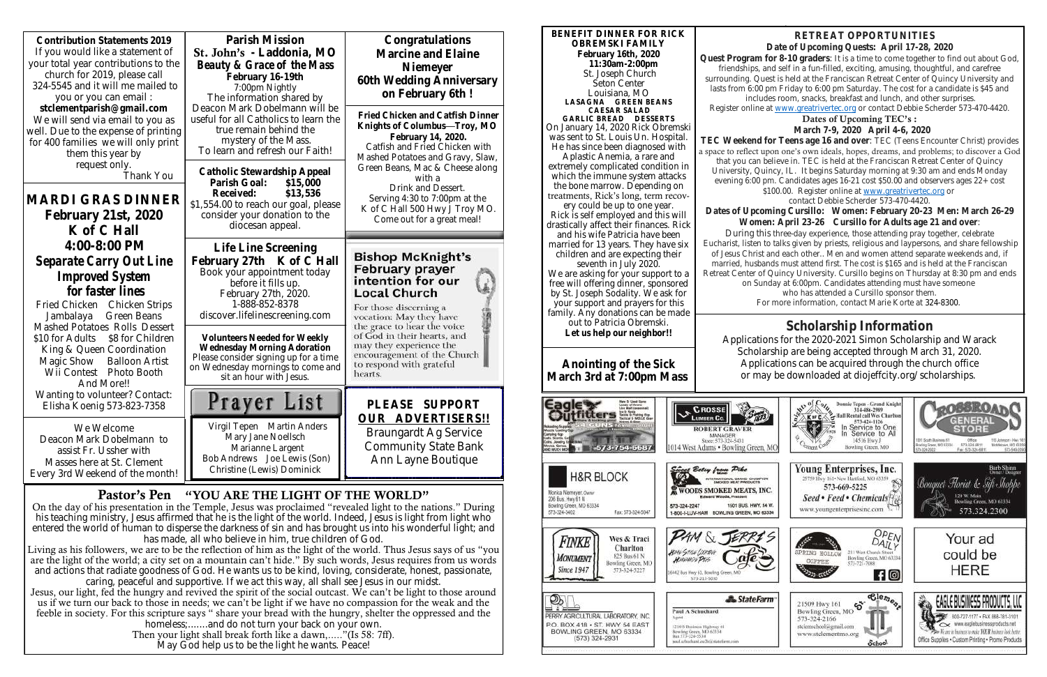## Contribution Statements 2019

If you would like a statement of your total contributions to the church for 2019, please call 324-5545 and it will me mailed to you or you can email :

**stclementparish@gmail.com**

We will send via email to you as well. Due to the expense of printing for 400 families we will only print them this year by request only.

Thank You

## MARDI GRAS DINNER

**February 21st, 2020**

**K of C Hall**

**4:00-8:00 PM**

***Separate Carry Out Line***

***Improved System for faster lines***

Fried Chicken Chicken Strips
Jambalaya Green Beans
Mashed Potatoes Rolls Dessert
$10 for Adults $8 for Children
King & Queen Coordination
Magic Show Balloon Artist
Wii Contest Photo Booth
And More!!

Wanting to volunteer? Contact: Elisha Koenig 573-823-7358

We Welcome Deacon Mark Dobelmann to assist Fr. Ussher with Masses here at St. Clement Every 3rd Weekend of the month!

## Parish Mission

**St. John's - Laddonia, MO**

***Beauty & Grace of the Mass***

**February 16-19th**

7:00pm Nightly

The information shared by Deacon Mark Dobelmann will be useful for all Catholics to learn the true remain behind the mystery of the Mass. To learn and refresh our Faith!

**Catholic Stewardship Appeal**

**Parish Goal: $15,000**

**Received: $13,536**

$1,554.00 to reach our goal, please consider your donation to the diocesan appeal.

## Life Line Screening

**February 27th K of C Hall**

Book your appointment today before it fills up.
February 27th, 2020.
1-888-852-8378
discover.lifelinescreening.com

**Volunteers Needed for Weekly Wednesday Morning Adoration**

Please consider signing up for a time on Wednesday mornings to come and sit an hour with Jesus.

## Prayer List

Virgil Tepen Martin Anders
Mary Jane Noellsch
Marianne Largent
Bob Andrews Joe Lewis (Son)
Christine (Lewis) Dominick

## Congratulations Marcine and Elaine Niemeyer 60th Wedding Anniversary on February 6th !

***Fried Chicken and Catfish Dinner Knights of Columbus—Troy, MO***

***February 14, 2020.***

Catfish and Fried Chicken with Mashed Potatoes and Gravy, Slaw, Green Beans, Mac & Cheese along with a Drink and Dessert.
Serving 4:30 to 7:00pm at the K of C Hall 500 Hwy J Troy MO.
Come out for a great meal!

## Bishop McKnight's February prayer intention for our Local Church

For those discerning a vocation: May they have the grace to hear the voice of God in their hearts, and may they experience the encouragement of the Church to respond with grateful hearts.

## PLEASE SUPPORT OUR ADVERTISERS!!

Braungardt Ag Service
Community State Bank
Ann Layne Boutique

## Pastor's Pen "YOU ARE THE LIGHT OF THE WORLD"

On the day of his presentation in the Temple, Jesus was proclaimed "revealed light to the nations." During his teaching ministry, Jesus affirmed that he is the light of the world. Indeed, Jesus is light from light who entered the world of human to disperse the darkness of sin and has brought us into his wonderful light; and has made, all who believe in him, true children of God.

Living as his followers, we are to be the reflection of him as the light of the world. Thus Jesus says of us "you are the light of the world; a city set on a mountain can't hide." By such words, Jesus requires from us words and actions that radiate goodness of God. He wants us to be kind, loving, considerate, honest, passionate, caring, peaceful and supportive. If we act this way, all shall see Jesus in our midst.

Jesus, our light, fed the hungry and revived the spirit of the social outcast. We can't be light to those around us if we turn our back to those in needs; we can't be light if we have no compassion for the weak and the feeble in society. For this scripture says " share your bread with the hungry, shelter the oppressed and the homeless;…….and do not turn your back on your own.

Then your light shall break forth like a dawn,…..."(Is 58: 7ff).

May God help us to be the light he wants. Peace!

## BENEFIT DINNER FOR RICK OBREMSKI FAMILY

**February 16th, 2020**
**11:30am-2:00pm**
St. Joseph Church
Seton Center
Louisiana, MO

**LASAGNA GREEN BEANS**
**CAESAR SALAD**
**GARLIC BREAD DESSERTS**

On January 14, 2020 Rick Obremski was sent to St. Louis Un. Hospital. He has since been diagnosed with Aplastic Anemia, a rare and extremely complicated condition in which the immune system attacks the bone marrow. Depending on treatments, Rick's long, term recovery could be up to one year. Rick is self employed and this will drastically affect their finances. Rick and his wife Patricia have been married for 13 years. They have six children and are expecting their seventh in July 2020.

We are asking for your support to a free will offering dinner, sponsored by St. Joseph Sodality. We ask for your support and prayers for this family. Any donations can be made out to Patricia Obremski.

**Let us help our neighbor!!**

## Anointing of the Sick March 3rd at 7:00pm Mass

## RETREAT OPPORTUNITIES

**Date of Upcoming Quests: April 17-28, 2020**

**Quest Program for 8-10 graders**: It is a time to come together to find out about God, friendships, and self in a fun-filled, exciting, amusing, thoughtful, and carefree surrounding. Quest is held at the Franciscan Retreat Center of Quincy University and lasts from 6:00 pm Friday to 6:00 pm Saturday. The cost for a candidate is $45 and includes room, snacks, breakfast and lunch, and other surprises. Register online at www.greatrivertec.org or contact Debbie Scherder 573-470-4420.

**Dates of Upcoming TEC's :**
**March 7-9, 2020 April 4-6, 2020**

**TEC Weekend for Teens age 16 and over**: TEC (Teens Encounter Christ) provides a space to reflect upon one's own ideals, hopes, dreams, and problems; to discover a God that you can believe in. TEC is held at the Franciscan Retreat Center of Quincy University, Quincy, IL. It begins Saturday morning at 9:30 am and ends Monday evening 6:00 pm. Candidates ages 16-21 cost $50.00 and observers ages 22+ cost $100.00. Register online at www.greatrivertec.org or contact Debbie Scherder 573-470-4420.

**Dates of Upcoming Cursillo: Women: February 20-23 Men: March 26-29 Women: April 23-26 Cursillo for Adults age 21 and over**:

During this three-day experience, those attending pray together, celebrate Eucharist, listen to talks given by priests, religious and laypersons, and share fellowship of Jesus Christ and each other.. Men and women attend separate weekends and, if married, husbands must attend first. The cost is $165 and is held at the Franciscan Retreat Center of Quincy University. Cursillo begins on Thursday at 8:30 pm and ends on Sunday at 6:00pm. Candidates attending must have someone who has attended a Cursillo sponsor them.

For more information, contact Marie Korte at 324-8300.

## Scholarship Information

Applications for the 2020-2021 Simon Scholarship and Warack Scholarship are being accepted through March 31, 2020. Applications can be acquired through the church office or may be downloaded at diojeffcity.org/scholarships.

Eagle Outfitters — 573-754-6687

Crosse Lumber Co. — Robert Graver, Manager — Store: 573-324-5431 — 1014 West Adams • Bowling Green, MO

Knights of Columbus St. Clement Council — Donnie Tepen - Grand Knight 314-486-2989 — Hall Rental call Wes Charlton 573-424-1126 — In Service to One, In Service to All — 14516 Hwy J, Bowling Green, MO

Crossroads General Store

H&R Block — Monica Niemeyer, Owner — 206 Bus. Hwy 61 N, Bowling Green, MO 63334 — 573-324-3402 — Fax: 573-324-5047

Sweet Betsy from Pike — Woods Smoked Meats, Inc. — 573-324-2247 — 1501 Bus. Hwy. 54 W. — 1-800-I-LUV-HAM — Bowling Green, MO 63334

Young Enterprises, Inc. — 25759 Hwy 161 • New Hartford, MO 63359 — Seed • Feed • Chemicals — www.youngenterprisesinc.com

Bouquet Florist & Gift Shoppe — Barb Shinn, Owner/Designer — 120 W. Main, Bowling Green, MO 63334 — 573.324.2300

Finke Monument, Since 1947 — Wes & Traci Charlton — 825 Bus 61 N, Bowling Green, MO — 573-324-5227

Pam & Jerri's Cafe — Home Style Cooking, Homemade Pies — 16142 Bus Hwy 61, Bowling Green, MO — 573-213-5030

Spring Hollow Coffee — Open Daily — 211 West Church Street, Bowling Green, MO 63334

Your ad could be HERE

Perry Agricultural Laboratory, Inc. — P.O. Box 418 • St. Hwy 54 East — Bowling Green, MO 63334 — (573) 324-2931

State Farm — Paul A Schuchard, Agent

St. Clement School — 21509 Hwy 161, Bowling Green, MO — 573-324-2166 — stclemschool@gmail.com — www.stclementmo.org

Eagle Business Products, LLC — 800-727-1177 • FAX 888-181-3101 — www.eaglebusinessproducts.net — Office Supplies • Custom Printing • Promo Products